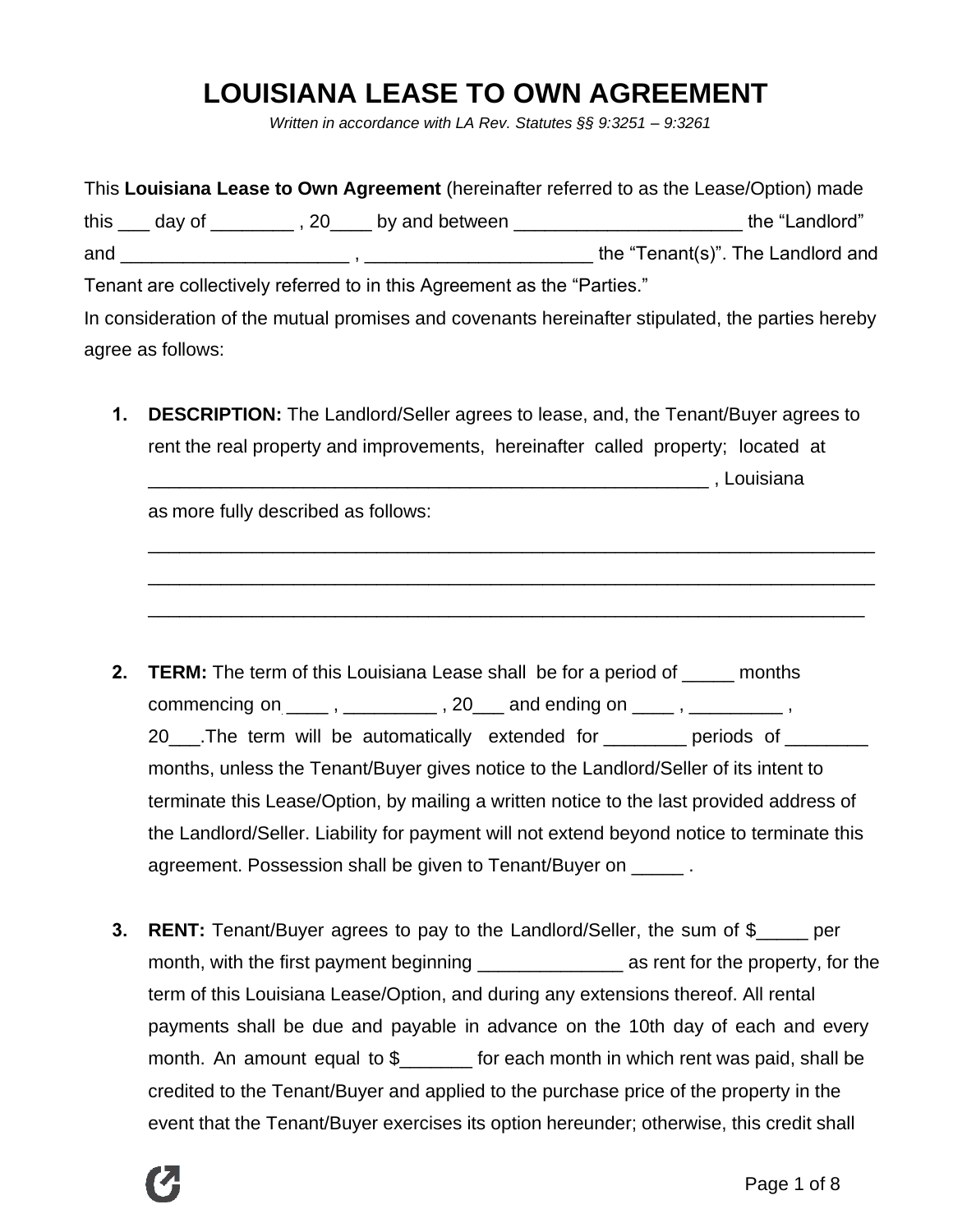# LOUISIANA LEASE TO OWN AGREEMENT

*Written in accordance with LA Rev. Statutes §§ 9:3251 – 9:3261*

This **Louisiana Lease to Own Agreement** (hereinafter referred to as the Lease/Option) made this ___ day of ________ , 20____ by and between ______________________ the "Landlord" and ______________________ , ______________________ the "Tenant(s)". The Landlord and Tenant are collectively referred to in this Agreement as the "Parties."

In consideration of the mutual promises and covenants hereinafter stipulated, the parties hereby agree as follows:

1. **DESCRIPTION:** The Landlord/Seller agrees to lease, and, the Tenant/Buyer agrees to rent the real property and improvements, hereinafter called property; located at ________________________________________________________ , Louisiana as more fully described as follows:
   ________________________________________________________________________
   ________________________________________________________________________
   ________________________________________________________________________

2. **TERM:** The term of this Louisiana Lease shall be for a period of _____ months commencing on ____ , _________ , 20___ and ending on ____ , _________ , 20___.The term will be automatically extended for ________ periods of ________ months, unless the Tenant/Buyer gives notice to the Landlord/Seller of its intent to terminate this Lease/Option, by mailing a written notice to the last provided address of the Landlord/Seller. Liability for payment will not extend beyond notice to terminate this agreement. Possession shall be given to Tenant/Buyer on _____ .

3. **RENT:** Tenant/Buyer agrees to pay to the Landlord/Seller, the sum of $_____ per month, with the first payment beginning ______________ as rent for the property, for the term of this Louisiana Lease/Option, and during any extensions thereof. All rental payments shall be due and payable in advance on the 10th day of each and every month. An amount equal to $_______ for each month in which rent was paid, shall be credited to the Tenant/Buyer and applied to the purchase price of the property in the event that the Tenant/Buyer exercises its option hereunder; otherwise, this credit shall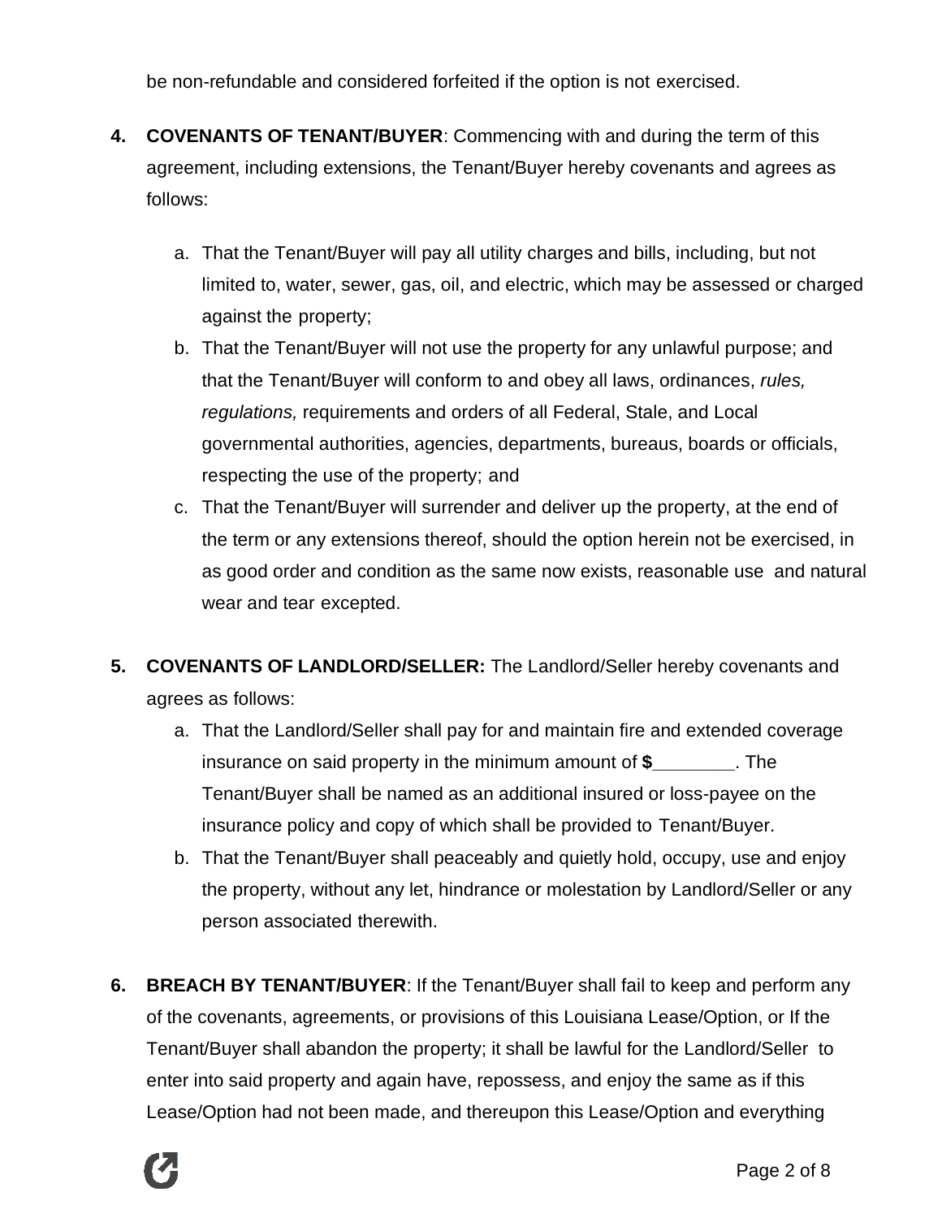be non-refundable and considered forfeited if the option is not exercised.

4. **COVENANTS OF TENANT/BUYER**: Commencing with and during the term of this agreement, including extensions, the Tenant/Buyer hereby covenants and agrees as follows:

   a. That the Tenant/Buyer will pay all utility charges and bills, including, but not limited to, water, sewer, gas, oil, and electric, which may be assessed or charged against the property;
   b. That the Tenant/Buyer will not use the property for any unlawful purpose; and that the Tenant/Buyer will conform to and obey all laws, ordinances, *rules, regulations,* requirements and orders of all Federal, Stale, and Local governmental authorities, agencies, departments, bureaus, boards or officials, respecting the use of the property; and
   c. That the Tenant/Buyer will surrender and deliver up the property, at the end of the term or any extensions thereof, should the option herein not be exercised, in as good order and condition as the same now exists, reasonable use and natural wear and tear excepted.

5. **COVENANTS OF LANDLORD/SELLER:** The Landlord/Seller hereby covenants and agrees as follows:
   a. That the Landlord/Seller shall pay for and maintain fire and extended coverage insurance on said property in the minimum amount of **$________**. The Tenant/Buyer shall be named as an additional insured or loss-payee on the insurance policy and copy of which shall be provided to Tenant/Buyer.
   b. That the Tenant/Buyer shall peaceably and quietly hold, occupy, use and enjoy the property, without any let, hindrance or molestation by Landlord/Seller or any person associated therewith.

6. **BREACH BY TENANT/BUYER**: If the Tenant/Buyer shall fail to keep and perform any of the covenants, agreements, or provisions of this Louisiana Lease/Option, or If the Tenant/Buyer shall abandon the property; it shall be lawful for the Landlord/Seller to enter into said property and again have, repossess, and enjoy the same as if this Lease/Option had not been made, and thereupon this Lease/Option and everything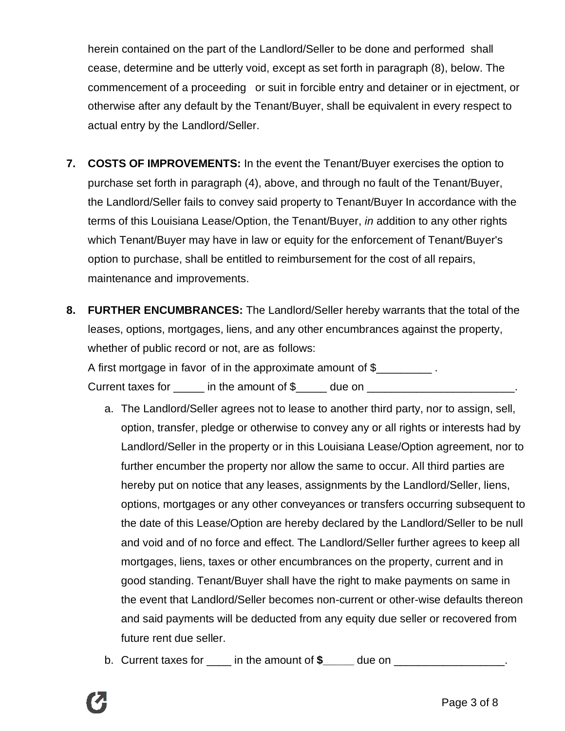herein contained on the part of the Landlord/Seller to be done and performed shall cease, determine and be utterly void, except as set forth in paragraph (8), below. The commencement of a proceeding or suit in forcible entry and detainer or in ejectment, or otherwise after any default by the Tenant/Buyer, shall be equivalent in every respect to actual entry by the Landlord/Seller.

7. **COSTS OF IMPROVEMENTS:** In the event the Tenant/Buyer exercises the option to purchase set forth in paragraph (4), above, and through no fault of the Tenant/Buyer, the Landlord/Seller fails to convey said property to Tenant/Buyer In accordance with the terms of this Louisiana Lease/Option, the Tenant/Buyer, *in* addition to any other rights which Tenant/Buyer may have in law or equity for the enforcement of Tenant/Buyer's option to purchase, shall be entitled to reimbursement for the cost of all repairs, maintenance and improvements.

8. **FURTHER ENCUMBRANCES:** The Landlord/Seller hereby warrants that the total of the leases, options, mortgages, liens, and any other encumbrances against the property, whether of public record or not, are as follows:
   A first mortgage in favor of in the approximate amount of $_________ .
   Current taxes for _____ in the amount of $_____ due on ________________________.

   a. The Landlord/Seller agrees not to lease to another third party, nor to assign, sell, option, transfer, pledge or otherwise to convey any or all rights or interests had by Landlord/Seller in the property or in this Louisiana Lease/Option agreement, nor to further encumber the property nor allow the same to occur. All third parties are hereby put on notice that any leases, assignments by the Landlord/Seller, liens, options, mortgages or any other conveyances or transfers occurring subsequent to the date of this Lease/Option are hereby declared by the Landlord/Seller to be null and void and of no force and effect. The Landlord/Seller further agrees to keep all mortgages, liens, taxes or other encumbrances on the property, current and in good standing. Tenant/Buyer shall have the right to make payments on same in the event that Landlord/Seller becomes non-current or other-wise defaults thereon and said payments will be deducted from any equity due seller or recovered from future rent due seller.

   b. Current taxes for ____ in the amount of **$_____** due on __________________.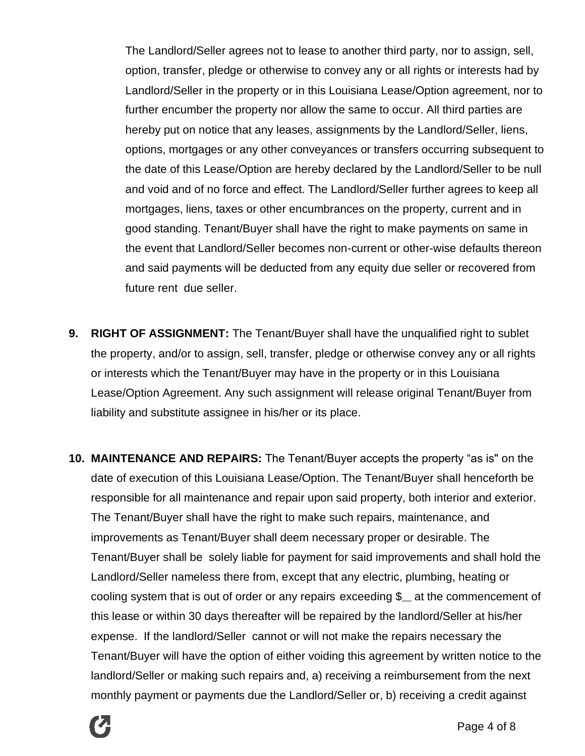The Landlord/Seller agrees not to lease to another third party, nor to assign, sell, option, transfer, pledge or otherwise to convey any or all rights or interests had by Landlord/Seller in the property or in this Louisiana Lease/Option agreement, nor to further encumber the property nor allow the same to occur. All third parties are hereby put on notice that any leases, assignments by the Landlord/Seller, liens, options, mortgages or any other conveyances or transfers occurring subsequent to the date of this Lease/Option are hereby declared by the Landlord/Seller to be null and void and of no force and effect. The Landlord/Seller further agrees to keep all mortgages, liens, taxes or other encumbrances on the property, current and in good standing. Tenant/Buyer shall have the right to make payments on same in the event that Landlord/Seller becomes non-current or other-wise defaults thereon and said payments will be deducted from any equity due seller or recovered from future rent due seller.

9. **RIGHT OF ASSIGNMENT:** The Tenant/Buyer shall have the unqualified right to sublet the property, and/or to assign, sell, transfer, pledge or otherwise convey any or all rights or interests which the Tenant/Buyer may have in the property or in this Louisiana Lease/Option Agreement. Any such assignment will release original Tenant/Buyer from liability and substitute assignee in his/her or its place.

10. **MAINTENANCE AND REPAIRS:** The Tenant/Buyer accepts the property "as is" on the date of execution of this Louisiana Lease/Option. The Tenant/Buyer shall henceforth be responsible for all maintenance and repair upon said property, both interior and exterior. The Tenant/Buyer shall have the right to make such repairs, maintenance, and improvements as Tenant/Buyer shall deem necessary proper or desirable. The Tenant/Buyer shall be solely liable for payment for said improvements and shall hold the Landlord/Seller nameless there from, except that any electric, plumbing, heating or cooling system that is out of order or any repairs exceeding $__ at the commencement of this lease or within 30 days thereafter will be repaired by the landlord/Seller at his/her expense. If the landlord/Seller cannot or will not make the repairs necessary the Tenant/Buyer will have the option of either voiding this agreement by written notice to the landlord/Seller or making such repairs and, a) receiving a reimbursement from the next monthly payment or payments due the Landlord/Seller or, b) receiving a credit against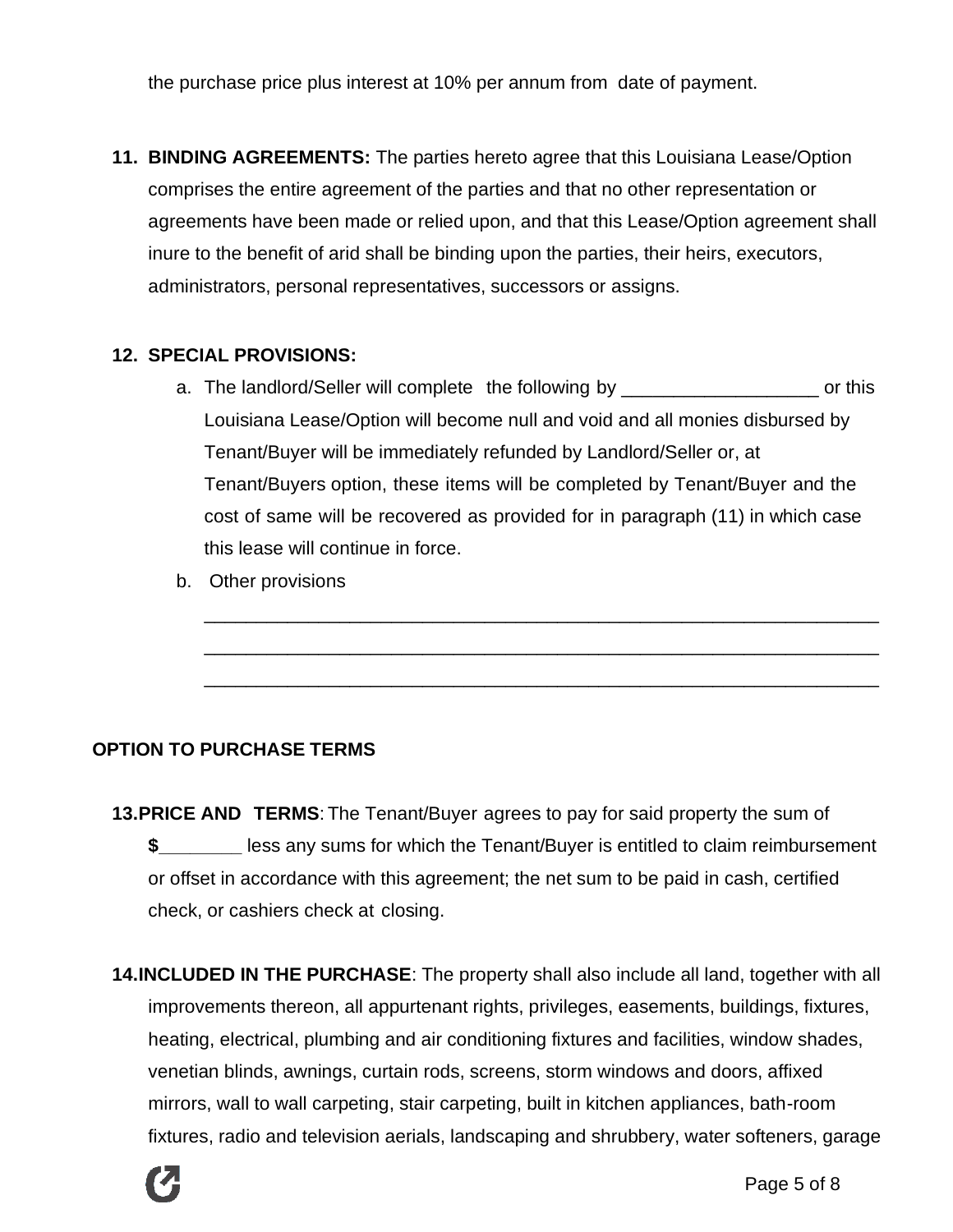the purchase price plus interest at 10% per annum from date of payment.

11. **BINDING AGREEMENTS:** The parties hereto agree that this Louisiana Lease/Option comprises the entire agreement of the parties and that no other representation or agreements have been made or relied upon, and that this Lease/Option agreement shall inure to the benefit of arid shall be binding upon the parties, their heirs, executors, administrators, personal representatives, successors or assigns.

12. **SPECIAL PROVISIONS:**
    a. The landlord/Seller will complete the following by ___________________ or this Louisiana Lease/Option will become null and void and all monies disbursed by Tenant/Buyer will be immediately refunded by Landlord/Seller or, at Tenant/Buyers option, these items will be completed by Tenant/Buyer and the cost of same will be recovered as provided for in paragraph (11) in which case this lease will continue in force.
    b. Other provisions

    ____________________________________________________________________

    ____________________________________________________________________

    ____________________________________________________________________

**OPTION TO PURCHASE TERMS**

13. **PRICE AND TERMS**: The Tenant/Buyer agrees to pay for said property the sum of **$________** less any sums for which the Tenant/Buyer is entitled to claim reimbursement or offset in accordance with this agreement; the net sum to be paid in cash, certified check, or cashiers check at closing.

14. **INCLUDED IN THE PURCHASE**: The property shall also include all land, together with all improvements thereon, all appurtenant rights, privileges, easements, buildings, fixtures, heating, electrical, plumbing and air conditioning fixtures and facilities, window shades, venetian blinds, awnings, curtain rods, screens, storm windows and doors, affixed mirrors, wall to wall carpeting, stair carpeting, built in kitchen appliances, bath-room fixtures, radio and television aerials, landscaping and shrubbery, water softeners, garage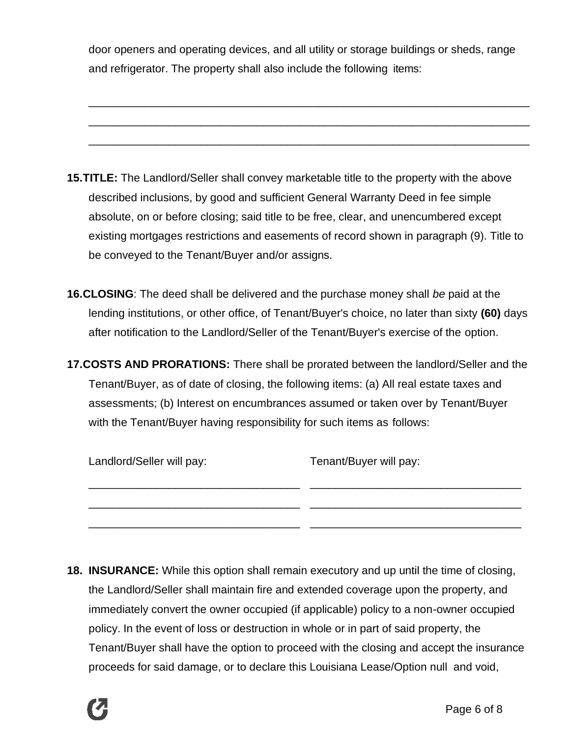door openers and operating devices, and all utility or storage buildings or sheds, range and refrigerator. The property shall also include the following items:

______________________________________________________________________
______________________________________________________________________
______________________________________________________________________

**15. TITLE:** The Landlord/Seller shall convey marketable title to the property with the above described inclusions, by good and sufficient General Warranty Deed in fee simple absolute, on or before closing; said title to be free, clear, and unencumbered except existing mortgages restrictions and easements of record shown in paragraph (9). Title to be conveyed to the Tenant/Buyer and/or assigns.

**16. CLOSING**: The deed shall be delivered and the purchase money shall *be* paid at the lending institutions, or other office, of Tenant/Buyer's choice, no later than sixty **(60)** days after notification to the Landlord/Seller of the Tenant/Buyer's exercise of the option.

**17. COSTS AND PRORATIONS:** There shall be prorated between the landlord/Seller and the Tenant/Buyer, as of date of closing, the following items: (a) All real estate taxes and assessments; (b) Interest on encumbrances assumed or taken over by Tenant/Buyer with the Tenant/Buyer having responsibility for such items as follows:

| Landlord/Seller will pay: | Tenant/Buyer will pay: |
|---|---|
| ________________________________ | ________________________________ |
| ________________________________ | ________________________________ |
| ________________________________ | ________________________________ |

**18. INSURANCE:** While this option shall remain executory and up until the time of closing, the Landlord/Seller shall maintain fire and extended coverage upon the property, and immediately convert the owner occupied (if applicable) policy to a non-owner occupied policy. In the event of loss or destruction in whole or in part of said property, the Tenant/Buyer shall have the option to proceed with the closing and accept the insurance proceeds for said damage, or to declare this Louisiana Lease/Option null and void,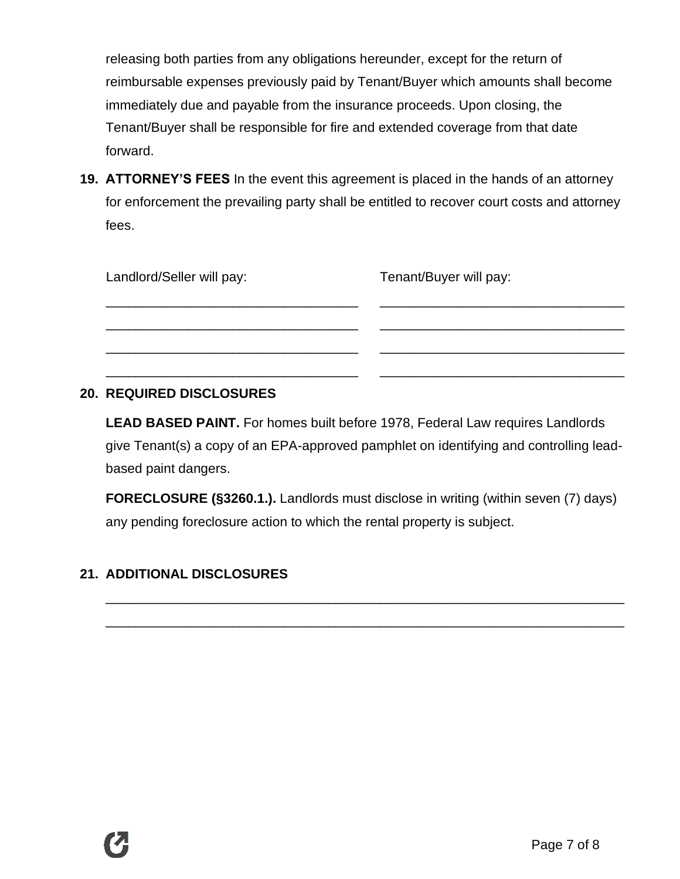releasing both parties from any obligations hereunder, except for the return of reimbursable expenses previously paid by Tenant/Buyer which amounts shall become immediately due and payable from the insurance proceeds. Upon closing, the Tenant/Buyer shall be responsible for fire and extended coverage from that date forward.

**19. ATTORNEY'S FEES** In the event this agreement is placed in the hands of an attorney for enforcement the prevailing party shall be entitled to recover court costs and attorney fees.

| Landlord/Seller will pay: | Tenant/Buyer will pay: |
|---|---|
| ________________________________ | ________________________________ |
| ________________________________ | ________________________________ |
| ________________________________ | ________________________________ |
| ________________________________ | ________________________________ |

**20. REQUIRED DISCLOSURES**

**LEAD BASED PAINT.** For homes built before 1978, Federal Law requires Landlords give Tenant(s) a copy of an EPA-approved pamphlet on identifying and controlling lead-based paint dangers.

**FORECLOSURE (§3260.1.).** Landlords must disclose in writing (within seven (7) days) any pending foreclosure action to which the rental property is subject.

**21. ADDITIONAL DISCLOSURES**

______________________________________________________________________

______________________________________________________________________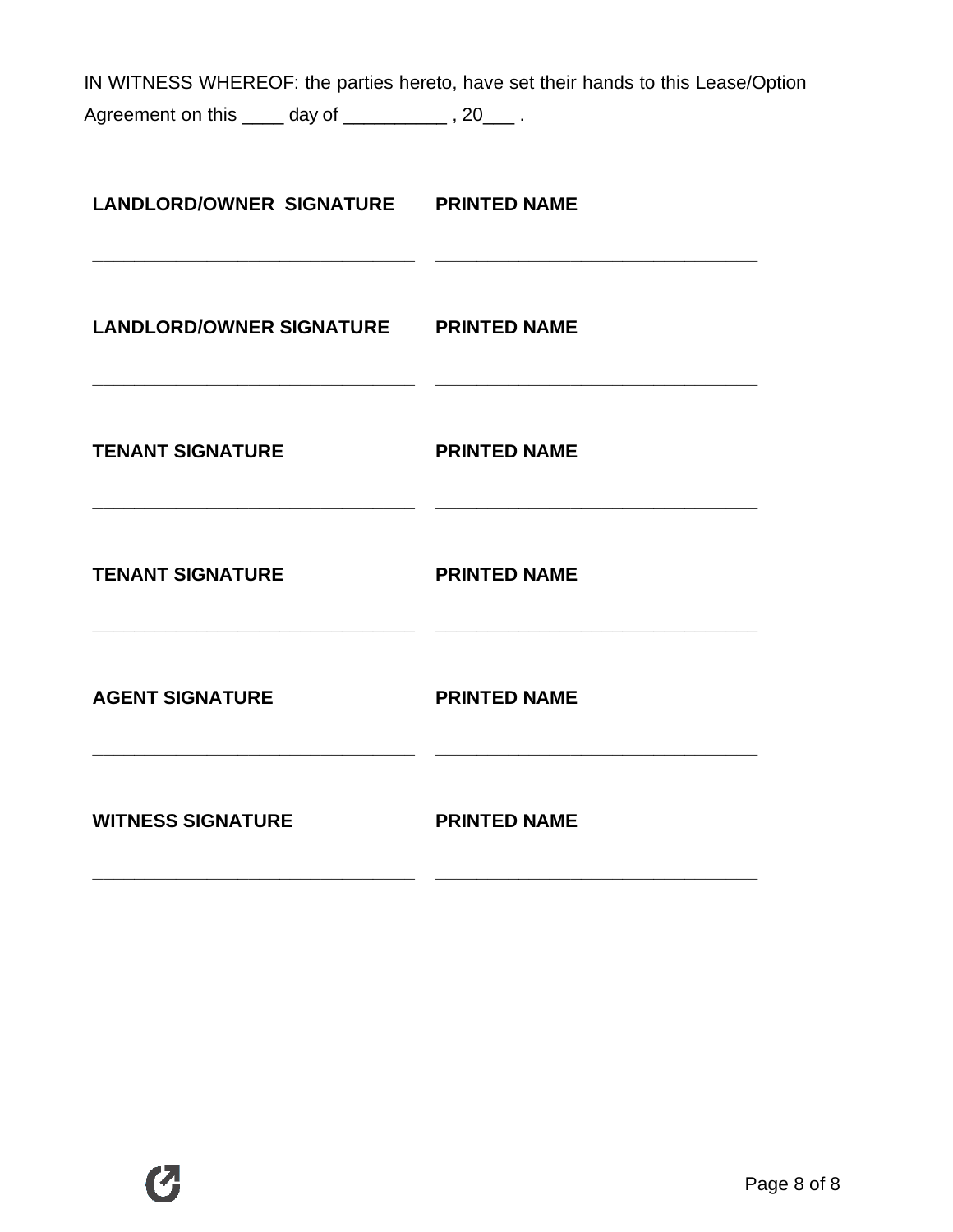IN WITNESS WHEREOF: the parties hereto, have set their hands to this Lease/Option Agreement on this ____ day of __________ , 20___ .

**LANDLORD/OWNER SIGNATURE** **PRINTED NAME**

________________________________ ________________________________

**LANDLORD/OWNER SIGNATURE** **PRINTED NAME**

________________________________ ________________________________

**TENANT SIGNATURE** **PRINTED NAME**

________________________________ ________________________________

**TENANT SIGNATURE** **PRINTED NAME**

________________________________ ________________________________

**AGENT SIGNATURE** **PRINTED NAME**

________________________________ ________________________________

**WITNESS SIGNATURE** **PRINTED NAME**

________________________________ ________________________________